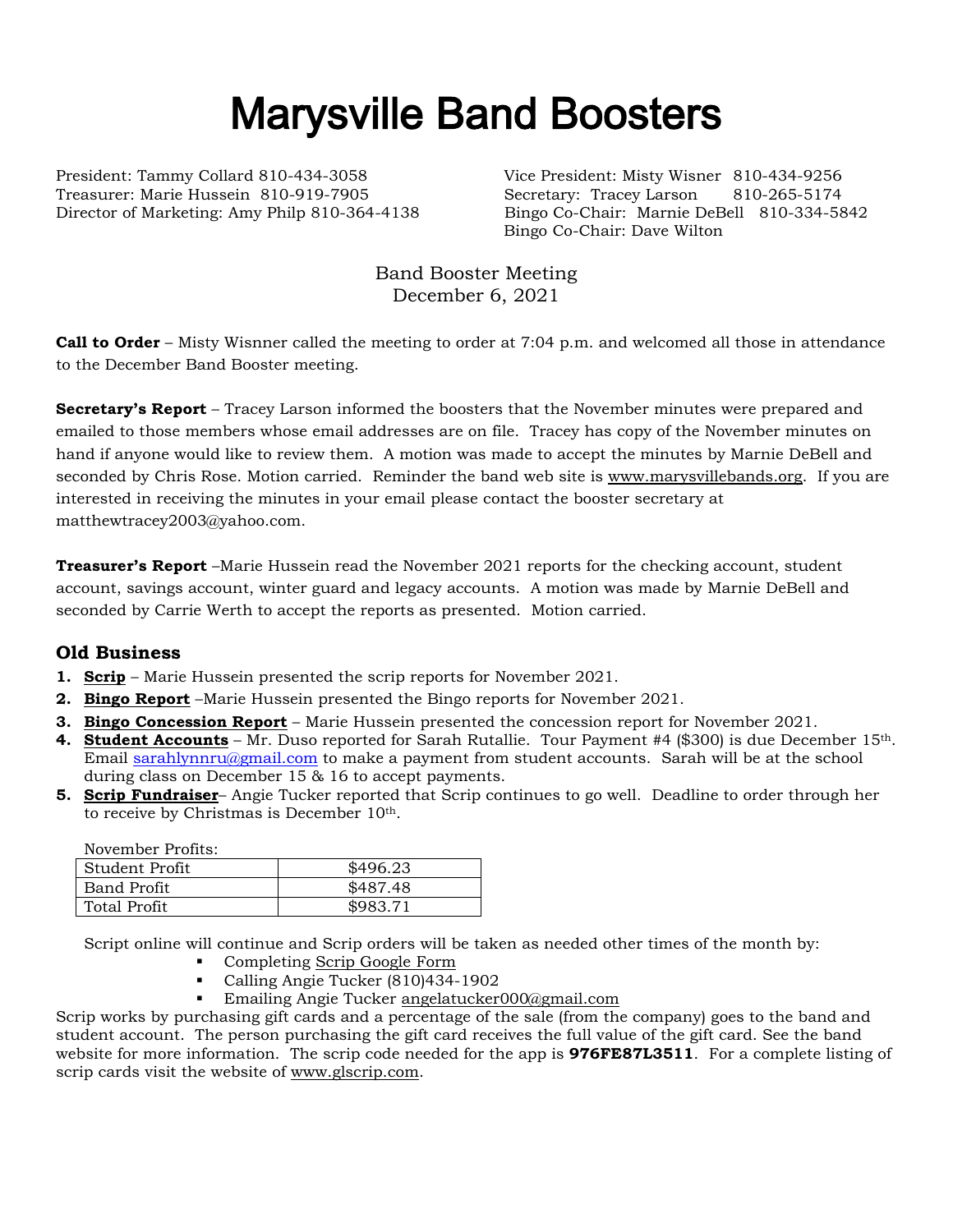# Marysville Band Boosters

President: Tammy Collard 810-434-3058
Treasurer: Marie Hussein 810-919-7905
Director of Marketing: Amy Philp 810-364-4138
Vice President: Misty Wisner 810-434-9256
Secretary: Tracey Larson 810-265-5174
Bingo Co-Chair: Marnie DeBell 810-334-5842
Bingo Co-Chair: Dave Wilton

Band Booster Meeting
December 6, 2021

**Call to Order** – Misty Wisnner called the meeting to order at 7:04 p.m. and welcomed all those in attendance to the December Band Booster meeting.

**Secretary's Report** – Tracey Larson informed the boosters that the November minutes were prepared and emailed to those members whose email addresses are on file. Tracey has copy of the November minutes on hand if anyone would like to review them. A motion was made to accept the minutes by Marnie DeBell and seconded by Chris Rose. Motion carried. Reminder the band web site is www.marysvillebands.org. If you are interested in receiving the minutes in your email please contact the booster secretary at matthewtracey2003@yahoo.com.

**Treasurer's Report** –Marie Hussein read the November 2021 reports for the checking account, student account, savings account, winter guard and legacy accounts. A motion was made by Marnie DeBell and seconded by Carrie Werth to accept the reports as presented. Motion carried.

## Old Business

1. **Scrip** – Marie Hussein presented the scrip reports for November 2021.
2. **Bingo Report** –Marie Hussein presented the Bingo reports for November 2021.
3. **Bingo Concession Report** – Marie Hussein presented the concession report for November 2021.
4. **Student Accounts** – Mr. Duso reported for Sarah Rutallie. Tour Payment #4 ($300) is due December 15th. Email sarahlynnru@gmail.com to make a payment from student accounts. Sarah will be at the school during class on December 15 & 16 to accept payments.
5. **Scrip Fundraiser**– Angie Tucker reported that Scrip continues to go well. Deadline to order through her to receive by Christmas is December 10th.

November Profits:

| Student Profit | $496.23 |
|---|---|
| Band Profit | $487.48 |
| Total Profit | $983.71 |

Script online will continue and Scrip orders will be taken as needed other times of the month by:

- Completing Scrip Google Form
- Calling Angie Tucker (810)434-1902
- Emailing Angie Tucker angelatucker000@gmail.com

Scrip works by purchasing gift cards and a percentage of the sale (from the company) goes to the band and student account. The person purchasing the gift card receives the full value of the gift card. See the band website for more information. The scrip code needed for the app is **976FE87L3511**. For a complete listing of scrip cards visit the website of www.glscrip.com.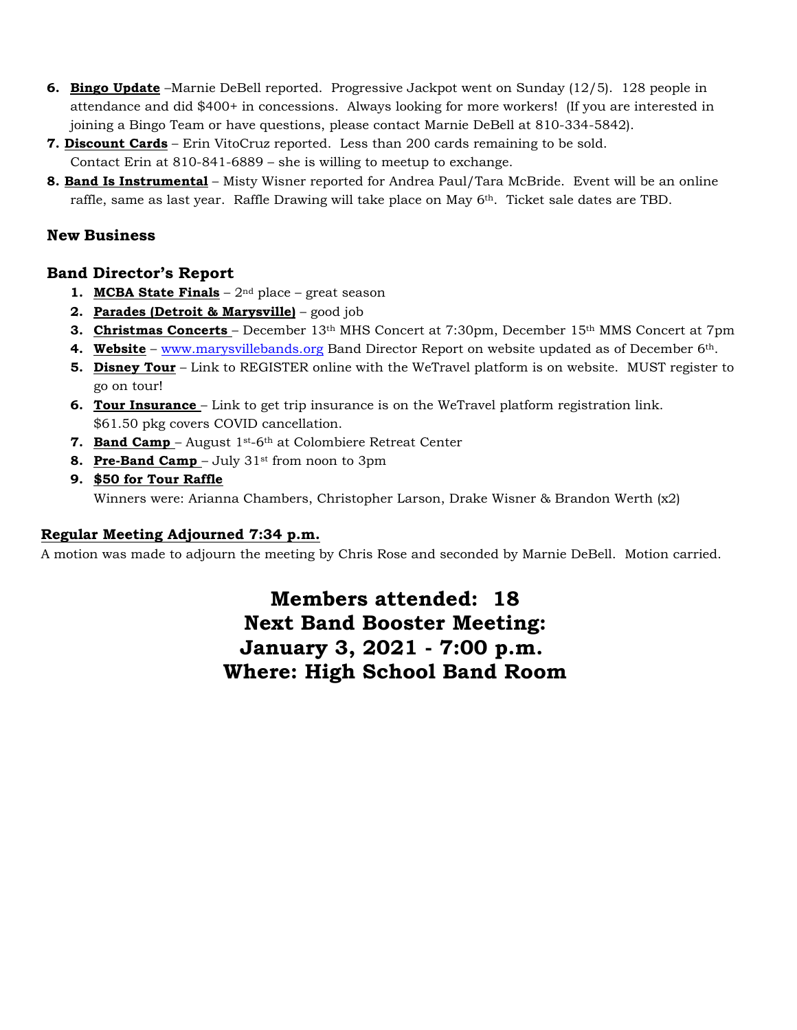6. **Bingo Update** –Marnie DeBell reported. Progressive Jackpot went on Sunday (12/5). 128 people in attendance and did $400+ in concessions. Always looking for more workers! (If you are interested in joining a Bingo Team or have questions, please contact Marnie DeBell at 810-334-5842).
7. **Discount Cards** – Erin VitoCruz reported. Less than 200 cards remaining to be sold. Contact Erin at 810-841-6889 – she is willing to meetup to exchange.
8. **Band Is Instrumental** – Misty Wisner reported for Andrea Paul/Tara McBride. Event will be an online raffle, same as last year. Raffle Drawing will take place on May 6th. Ticket sale dates are TBD.

## New Business

## Band Director's Report

1. **MCBA State Finals** – 2nd place – great season
2. **Parades (Detroit & Marysville)** – good job
3. **Christmas Concerts** – December 13th MHS Concert at 7:30pm, December 15th MMS Concert at 7pm
4. **Website** – www.marysvillebands.org Band Director Report on website updated as of December 6th.
5. **Disney Tour** – Link to REGISTER online with the WeTravel platform is on website. MUST register to go on tour!
6. **Tour Insurance** – Link to get trip insurance is on the WeTravel platform registration link. $61.50 pkg covers COVID cancellation.
7. **Band Camp** – August 1st-6th at Colombiere Retreat Center
8. **Pre-Band Camp** – July 31st from noon to 3pm
9. **$50 for Tour Raffle**
   Winners were: Arianna Chambers, Christopher Larson, Drake Wisner & Brandon Werth (x2)

**Regular Meeting Adjourned 7:34 p.m.**

A motion was made to adjourn the meeting by Chris Rose and seconded by Marnie DeBell. Motion carried.

**Members attended: 18**
**Next Band Booster Meeting:**
**January 3, 2021 - 7:00 p.m.**
**Where: High School Band Room**